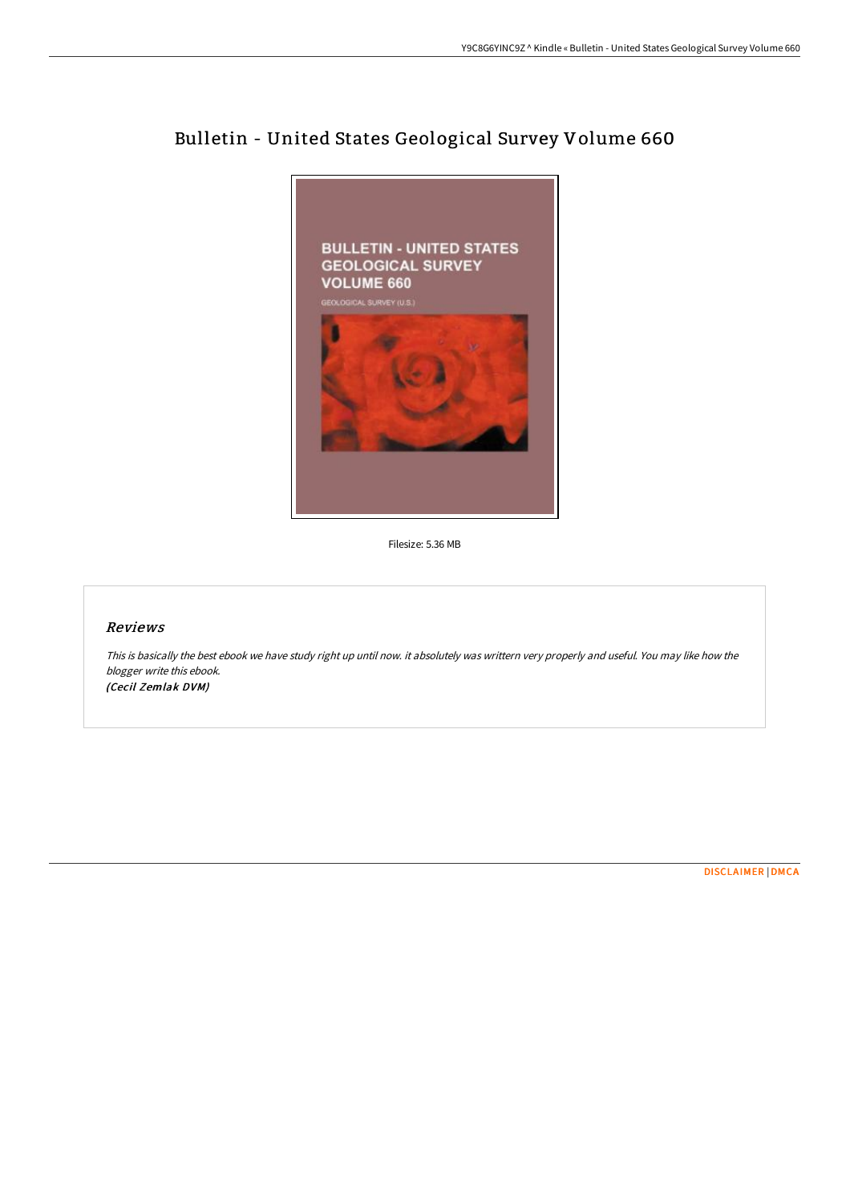# Bulletin - United States Geological Survey Volume 660

Filesize: 5.36 MB

## Reviews

*This is basically the best ebook we have study right up until now. it absolutely was writtern very properly and useful. You may like how the blogger write this ebook.*
***(Cecil Zemlak DVM)***

DISCLAIMER | DMCA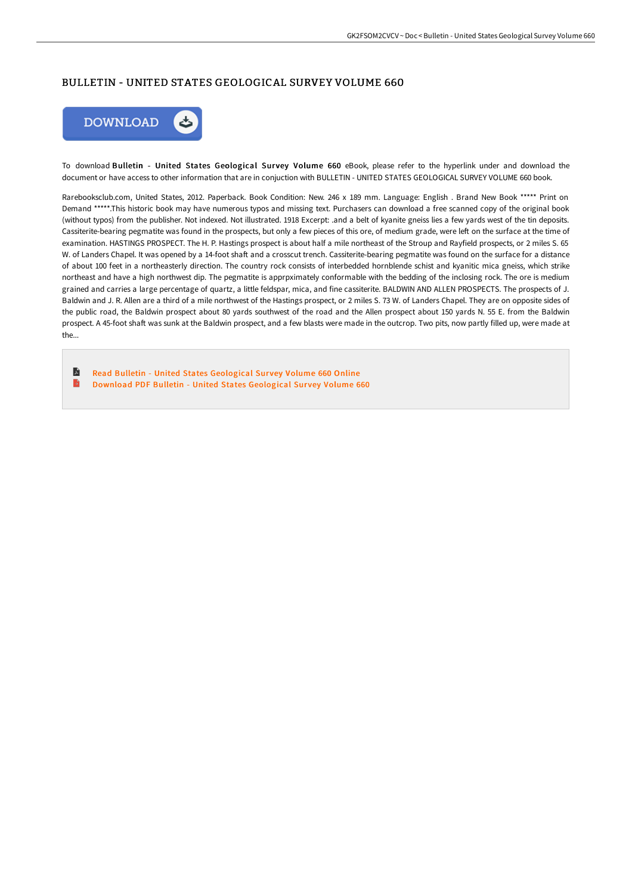# BULLETIN - UNITED STATES GEOLOGICAL SURVEY VOLUME 660

To download **Bulletin - United States Geological Survey Volume 660** eBook, please refer to the hyperlink under and download the document or have access to other information that are in conjuction with BULLETIN - UNITED STATES GEOLOGICAL SURVEY VOLUME 660 book.

Rarebooksclub.com, United States, 2012. Paperback. Book Condition: New. 246 x 189 mm. Language: English . Brand New Book ***** Print on Demand *****.This historic book may have numerous typos and missing text. Purchasers can download a free scanned copy of the original book (without typos) from the publisher. Not indexed. Not illustrated. 1918 Excerpt: .and a belt of kyanite gneiss lies a few yards west of the tin deposits. Cassiterite-bearing pegmatite was found in the prospects, but only a few pieces of this ore, of medium grade, were left on the surface at the time of examination. HASTINGS PROSPECT. The H. P. Hastings prospect is about half a mile northeast of the Stroup and Rayfield prospects, or 2 miles S. 65 W. of Landers Chapel. It was opened by a 14-foot shaft and a crosscut trench. Cassiterite-bearing pegmatite was found on the surface for a distance of about 100 feet in a northeasterly direction. The country rock consists of interbedded hornblende schist and kyanitic mica gneiss, which strike northeast and have a high northwest dip. The pegmatite is apprpximately conformable with the bedding of the inclosing rock. The ore is medium grained and carries a large percentage of quartz, a little feldspar, mica, and fine cassiterite. BALDWIN AND ALLEN PROSPECTS. The prospects of J. Baldwin and J. R. Allen are a third of a mile northwest of the Hastings prospect, or 2 miles S. 73 W. of Landers Chapel. They are on opposite sides of the public road, the Baldwin prospect about 80 yards southwest of the road and the Allen prospect about 150 yards N. 55 E. from the Baldwin prospect. A 45-foot shaft was sunk at the Baldwin prospect, and a few blasts were made in the outcrop. Two pits, now partly filled up, were made at the...

- Read Bulletin - United States Geological Survey Volume 660 Online
- Download PDF Bulletin - United States Geological Survey Volume 660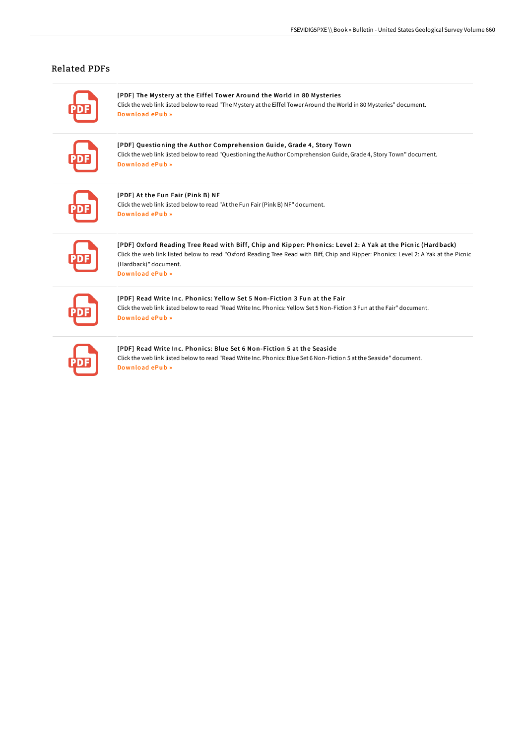## Related PDFs

**[PDF] The Mystery at the Eiffel Tower Around the World in 80 Mysteries**
Click the web link listed below to read "The Mystery at the Eiffel Tower Around the World in 80 Mysteries" document.
Download ePub »

**[PDF] Questioning the Author Comprehension Guide, Grade 4, Story Town**
Click the web link listed below to read "Questioning the Author Comprehension Guide, Grade 4, Story Town" document.
Download ePub »

**[PDF] At the Fun Fair (Pink B) NF**
Click the web link listed below to read "At the Fun Fair (Pink B) NF" document.
Download ePub »

**[PDF] Oxford Reading Tree Read with Biff, Chip and Kipper: Phonics: Level 2: A Yak at the Picnic (Hardback)**
Click the web link listed below to read "Oxford Reading Tree Read with Biff, Chip and Kipper: Phonics: Level 2: A Yak at the Picnic (Hardback)" document.
Download ePub »

**[PDF] Read Write Inc. Phonics: Yellow Set 5 Non-Fiction 3 Fun at the Fair**
Click the web link listed below to read "Read Write Inc. Phonics: Yellow Set 5 Non-Fiction 3 Fun at the Fair" document.
Download ePub »

**[PDF] Read Write Inc. Phonics: Blue Set 6 Non-Fiction 5 at the Seaside**
Click the web link listed below to read "Read Write Inc. Phonics: Blue Set 6 Non-Fiction 5 at the Seaside" document.
Download ePub »